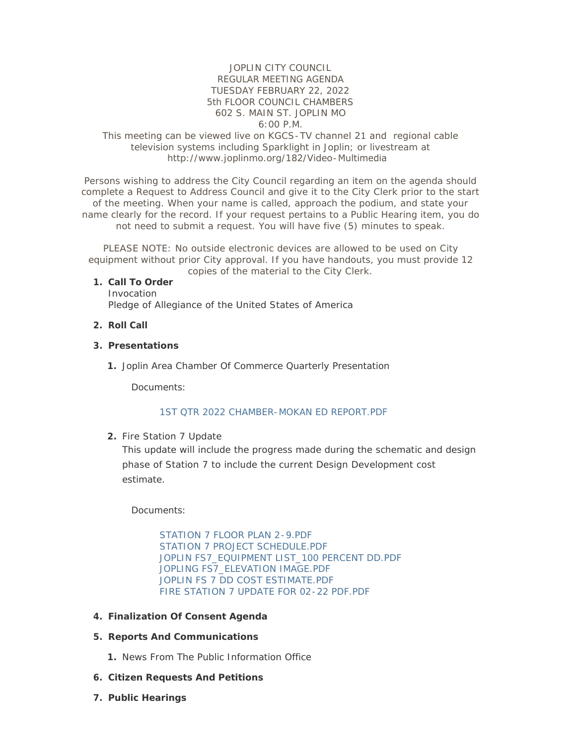JOPLIN CITY COUNCIL
REGULAR MEETING AGENDA
TUESDAY FEBRUARY 22, 2022
5th FLOOR COUNCIL CHAMBERS
602 S. MAIN ST. JOPLIN MO
6:00 P.M.

This meeting can be viewed live on KGCS-TV channel 21 and regional cable television systems including Sparklight in Joplin; or livestream at http://www.joplinmo.org/182/Video-Multimedia

Persons wishing to address the City Council regarding an item on the agenda should complete a Request to Address Council and give it to the City Clerk prior to the start of the meeting. When your name is called, approach the podium, and state your name clearly for the record. If your request pertains to a Public Hearing item, you do not need to submit a request. You will have five (5) minutes to speak.

PLEASE NOTE: No outside electronic devices are allowed to be used on City equipment without prior City approval. If you have handouts, you must provide 12 copies of the material to the City Clerk.

1. **Call To Order**
   Invocation
   Pledge of Allegiance of the United States of America

2. **Roll Call**

3. **Presentations**

   1. Joplin Area Chamber Of Commerce Quarterly Presentation

      Documents:

      1ST QTR 2022 CHAMBER-MOKAN ED REPORT.PDF

   2. Fire Station 7 Update
      This update will include the progress made during the schematic and design phase of Station 7 to include the current Design Development cost estimate.

      Documents:

      STATION 7 FLOOR PLAN 2-9.PDF
      STATION 7 PROJECT SCHEDULE.PDF
      JOPLIN FS7_EQUIPMENT LIST_100 PERCENT DD.PDF
      JOPLING FS7_ELEVATION IMAGE.PDF
      JOPLIN FS 7 DD COST ESTIMATE.PDF
      FIRE STATION 7 UPDATE FOR 02-22 PDF.PDF

4. **Finalization Of Consent Agenda**

5. **Reports And Communications**

   1. News From The Public Information Office

6. **Citizen Requests And Petitions**

7. **Public Hearings**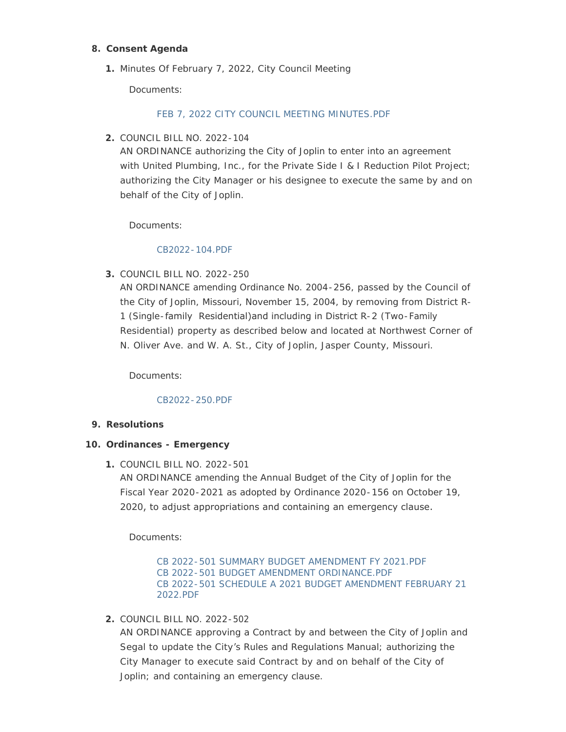8. **Consent Agenda**

   1. Minutes Of February 7, 2022, City Council Meeting

      Documents:

      FEB 7, 2022 CITY COUNCIL MEETING MINUTES.PDF

   2. COUNCIL BILL NO. 2022-104
      AN ORDINANCE authorizing the City of Joplin to enter into an agreement with United Plumbing, Inc., for the Private Side I & I Reduction Pilot Project; authorizing the City Manager or his designee to execute the same by and on behalf of the City of Joplin.

      Documents:

      CB2022-104.PDF

   3. COUNCIL BILL NO. 2022-250
      AN ORDINANCE amending Ordinance No. 2004-256, passed by the Council of the City of Joplin, Missouri, November 15, 2004, by removing from District R-1 (Single-family Residential)and including in District R-2 (Two-Family Residential) property as described below and located at Northwest Corner of N. Oliver Ave. and W. A. St., City of Joplin, Jasper County, Missouri.

      Documents:

      CB2022-250.PDF

9. **Resolutions**

10. **Ordinances - Emergency**

    1. COUNCIL BILL NO. 2022-501
       AN ORDINANCE amending the Annual Budget of the City of Joplin for the Fiscal Year 2020-2021 as adopted by Ordinance 2020-156 on October 19, 2020, to adjust appropriations and containing an emergency clause.

       Documents:

       CB 2022-501 SUMMARY BUDGET AMENDMENT FY 2021.PDF
       CB 2022-501 BUDGET AMENDMENT ORDINANCE.PDF
       CB 2022-501 SCHEDULE A 2021 BUDGET AMENDMENT FEBRUARY 21 2022.PDF

    2. COUNCIL BILL NO. 2022-502
       AN ORDINANCE approving a Contract by and between the City of Joplin and Segal to update the City's Rules and Regulations Manual; authorizing the City Manager to execute said Contract by and on behalf of the City of Joplin; and containing an emergency clause.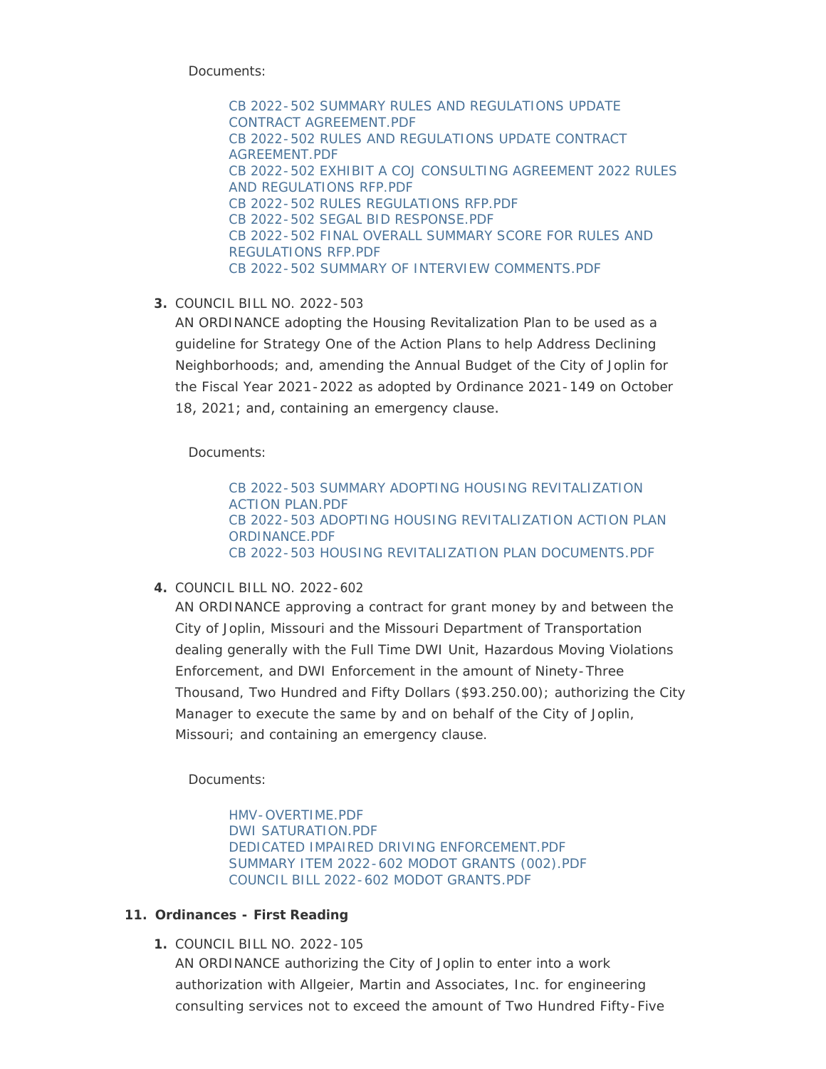Documents:

- CB 2022-502 SUMMARY RULES AND REGULATIONS UPDATE CONTRACT AGREEMENT.PDF
- CB 2022-502 RULES AND REGULATIONS UPDATE CONTRACT AGREEMENT.PDF
- CB 2022-502 EXHIBIT A COJ CONSULTING AGREEMENT 2022 RULES AND REGULATIONS RFP.PDF
- CB 2022-502 RULES REGULATIONS RFP.PDF
- CB 2022-502 SEGAL BID RESPONSE.PDF
- CB 2022-502 FINAL OVERALL SUMMARY SCORE FOR RULES AND REGULATIONS RFP.PDF
- CB 2022-502 SUMMARY OF INTERVIEW COMMENTS.PDF

3. COUNCIL BILL NO. 2022-503
AN ORDINANCE adopting the Housing Revitalization Plan to be used as a guideline for Strategy One of the Action Plans to help Address Declining Neighborhoods; and, amending the Annual Budget of the City of Joplin for the Fiscal Year 2021-2022 as adopted by Ordinance 2021-149 on October 18, 2021; and, containing an emergency clause.

Documents:

- CB 2022-503 SUMMARY ADOPTING HOUSING REVITALIZATION ACTION PLAN.PDF
- CB 2022-503 ADOPTING HOUSING REVITALIZATION ACTION PLAN ORDINANCE.PDF
- CB 2022-503 HOUSING REVITALIZATION PLAN DOCUMENTS.PDF

4. COUNCIL BILL NO. 2022-602
AN ORDINANCE approving a contract for grant money by and between the City of Joplin, Missouri and the Missouri Department of Transportation dealing generally with the Full Time DWI Unit, Hazardous Moving Violations Enforcement, and DWI Enforcement in the amount of Ninety-Three Thousand, Two Hundred and Fifty Dollars ($93.250.00); authorizing the City Manager to execute the same by and on behalf of the City of Joplin, Missouri; and containing an emergency clause.

Documents:

- HMV-OVERTIME.PDF
- DWI SATURATION.PDF
- DEDICATED IMPAIRED DRIVING ENFORCEMENT.PDF
- SUMMARY ITEM 2022-602 MODOT GRANTS (002).PDF
- COUNCIL BILL 2022-602 MODOT GRANTS.PDF

## 11. Ordinances - First Reading

1. COUNCIL BILL NO. 2022-105
AN ORDINANCE authorizing the City of Joplin to enter into a work authorization with Allgeier, Martin and Associates, Inc. for engineering consulting services not to exceed the amount of Two Hundred Fifty-Five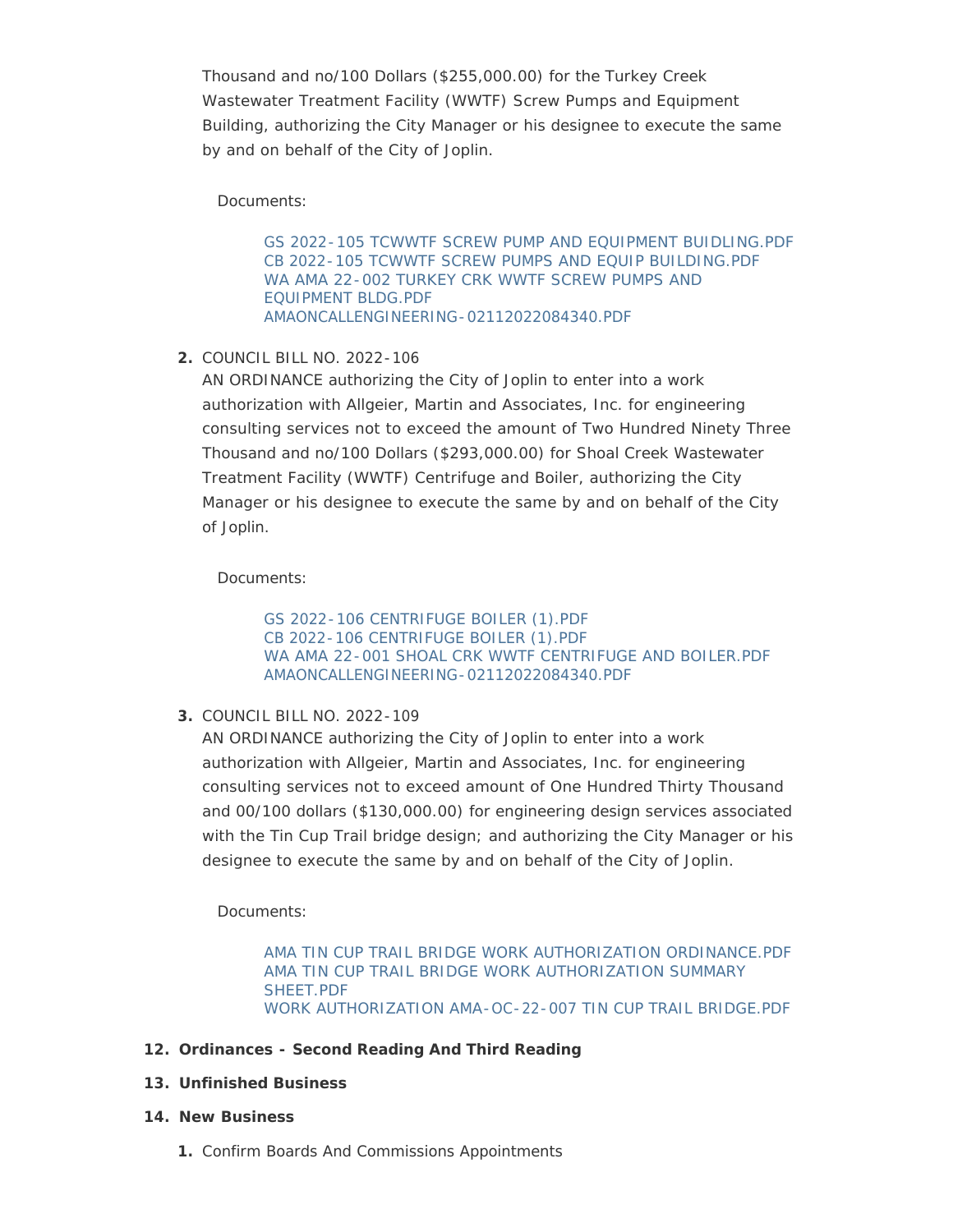Thousand and no/100 Dollars ($255,000.00) for the Turkey Creek Wastewater Treatment Facility (WWTF) Screw Pumps and Equipment Building, authorizing the City Manager or his designee to execute the same by and on behalf of the City of Joplin.

Documents:

GS 2022-105 TCWWTF SCREW PUMP AND EQUIPMENT BUIDLING.PDF
CB 2022-105 TCWWTF SCREW PUMPS AND EQUIP BUILDING.PDF
WA AMA 22-002 TURKEY CRK WWTF SCREW PUMPS AND EQUIPMENT BLDG.PDF
AMAONCALLENGINEERING-02112022084340.PDF

2. COUNCIL BILL NO. 2022-106
AN ORDINANCE authorizing the City of Joplin to enter into a work authorization with Allgeier, Martin and Associates, Inc. for engineering consulting services not to exceed the amount of Two Hundred Ninety Three Thousand and no/100 Dollars ($293,000.00) for Shoal Creek Wastewater Treatment Facility (WWTF) Centrifuge and Boiler, authorizing the City Manager or his designee to execute the same by and on behalf of the City of Joplin.

Documents:

GS 2022-106 CENTRIFUGE BOILER (1).PDF
CB 2022-106 CENTRIFUGE BOILER (1).PDF
WA AMA 22-001 SHOAL CRK WWTF CENTRIFUGE AND BOILER.PDF
AMAONCALLENGINEERING-02112022084340.PDF

3. COUNCIL BILL NO. 2022-109
AN ORDINANCE authorizing the City of Joplin to enter into a work authorization with Allgeier, Martin and Associates, Inc. for engineering consulting services not to exceed amount of One Hundred Thirty Thousand and 00/100 dollars ($130,000.00) for engineering design services associated with the Tin Cup Trail bridge design; and authorizing the City Manager or his designee to execute the same by and on behalf of the City of Joplin.

Documents:

AMA TIN CUP TRAIL BRIDGE WORK AUTHORIZATION ORDINANCE.PDF
AMA TIN CUP TRAIL BRIDGE WORK AUTHORIZATION SUMMARY SHEET.PDF
WORK AUTHORIZATION AMA-OC-22-007 TIN CUP TRAIL BRIDGE.PDF

12. **Ordinances - Second Reading And Third Reading**

13. **Unfinished Business**

14. **New Business**

1. Confirm Boards And Commissions Appointments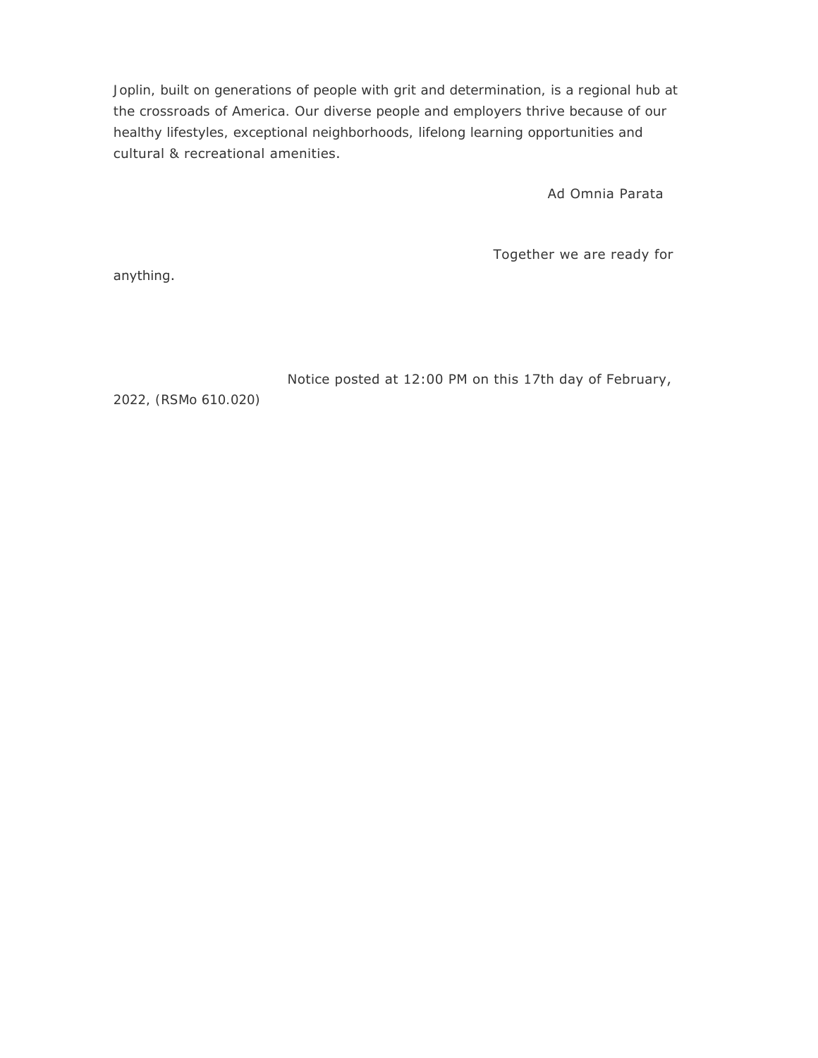Joplin, built on generations of people with grit and determination, is a regional hub at the crossroads of America. Our diverse people and employers thrive because of our healthy lifestyles, exceptional neighborhoods, lifelong learning opportunities and cultural & recreational amenities.

Ad Omnia Parata

Together we are ready for anything.

Notice posted at 12:00 PM on this 17th day of February, 2022, (RSMo 610.020)